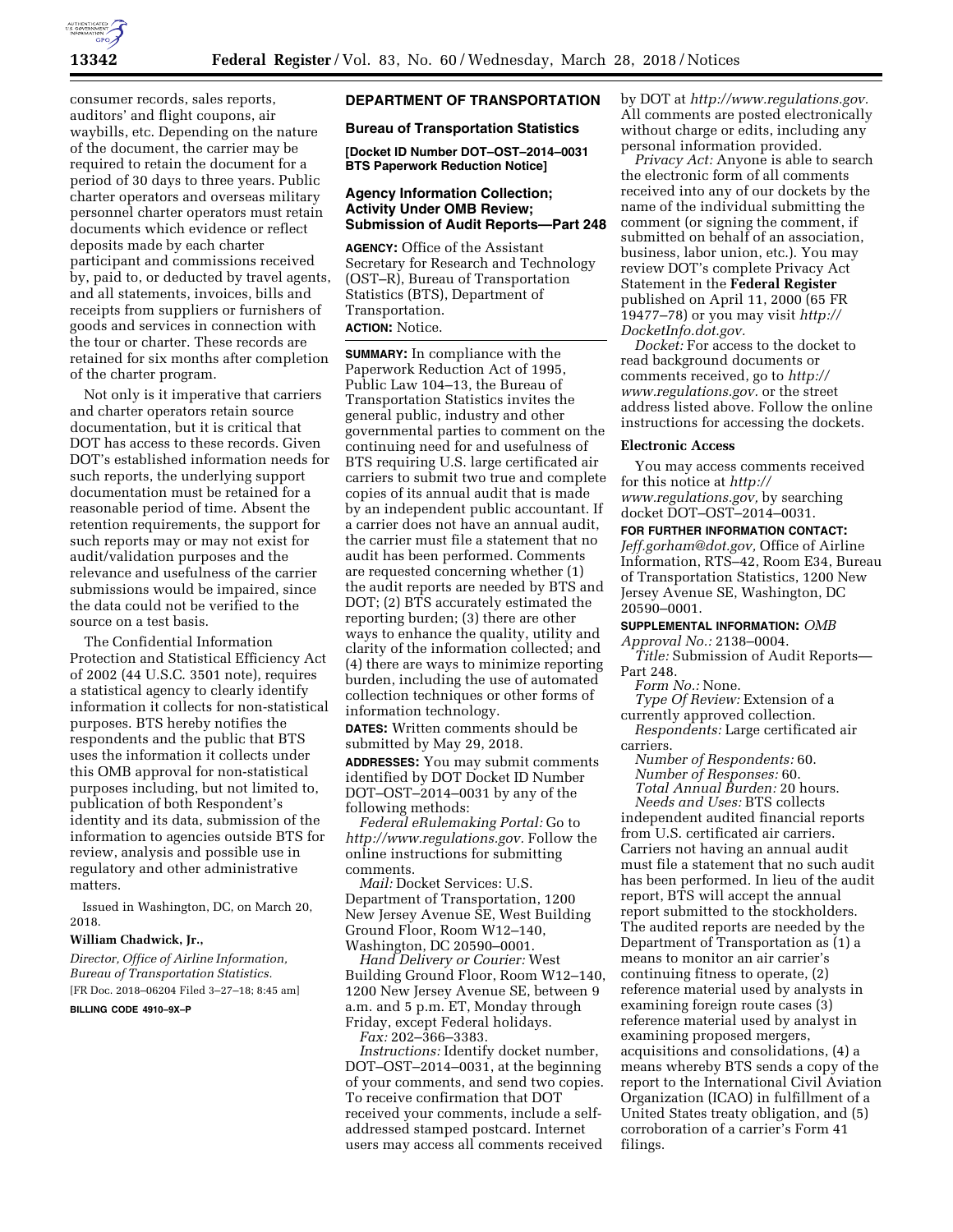consumer records, sales reports, auditors' and flight coupons, air waybills, etc. Depending on the nature of the document, the carrier may be required to retain the document for a period of 30 days to three years. Public charter operators and overseas military personnel charter operators must retain documents which evidence or reflect deposits made by each charter participant and commissions received by, paid to, or deducted by travel agents, and all statements, invoices, bills and receipts from suppliers or furnishers of goods and services in connection with the tour or charter. These records are retained for six months after completion of the charter program.

Not only is it imperative that carriers and charter operators retain source documentation, but it is critical that DOT has access to these records. Given DOT's established information needs for such reports, the underlying support documentation must be retained for a reasonable period of time. Absent the retention requirements, the support for such reports may or may not exist for audit/validation purposes and the relevance and usefulness of the carrier submissions would be impaired, since the data could not be verified to the source on a test basis.

The Confidential Information Protection and Statistical Efficiency Act of 2002 (44 U.S.C. 3501 note), requires a statistical agency to clearly identify information it collects for non-statistical purposes. BTS hereby notifies the respondents and the public that BTS uses the information it collects under this OMB approval for non-statistical purposes including, but not limited to, publication of both Respondent's identity and its data, submission of the information to agencies outside BTS for review, analysis and possible use in regulatory and other administrative matters.

Issued in Washington, DC, on March 20, 2018.

**William Chadwick, Jr.,**

*Director, Office of Airline Information, Bureau of Transportation Statistics.*

[FR Doc. 2018–06204 Filed 3–27–18; 8:45 am]

**BILLING CODE 4910–9X–P**

## DEPARTMENT OF TRANSPORTATION

### Bureau of Transportation Statistics

**[Docket ID Number DOT–OST–2014–0031 BTS Paperwork Reduction Notice]**

### Agency Information Collection; Activity Under OMB Review; Submission of Audit Reports—Part 248

**AGENCY:** Office of the Assistant Secretary for Research and Technology (OST–R), Bureau of Transportation Statistics (BTS), Department of Transportation.

**ACTION:** Notice.

**SUMMARY:** In compliance with the Paperwork Reduction Act of 1995, Public Law 104–13, the Bureau of Transportation Statistics invites the general public, industry and other governmental parties to comment on the continuing need for and usefulness of BTS requiring U.S. large certificated air carriers to submit two true and complete copies of its annual audit that is made by an independent public accountant. If a carrier does not have an annual audit, the carrier must file a statement that no audit has been performed. Comments are requested concerning whether (1) the audit reports are needed by BTS and DOT; (2) BTS accurately estimated the reporting burden; (3) there are other ways to enhance the quality, utility and clarity of the information collected; and (4) there are ways to minimize reporting burden, including the use of automated collection techniques or other forms of information technology.

**DATES:** Written comments should be submitted by May 29, 2018.

**ADDRESSES:** You may submit comments identified by DOT Docket ID Number DOT–OST–2014–0031 by any of the following methods:

*Federal eRulemaking Portal:* Go to *http://www.regulations.gov.* Follow the online instructions for submitting comments.

*Mail:* Docket Services: U.S. Department of Transportation, 1200 New Jersey Avenue SE, West Building Ground Floor, Room W12–140, Washington, DC 20590–0001.

*Hand Delivery or Courier:* West Building Ground Floor, Room W12–140, 1200 New Jersey Avenue SE, between 9 a.m. and 5 p.m. ET, Monday through Friday, except Federal holidays.

*Fax:* 202–366–3383.

*Instructions:* Identify docket number, DOT–OST–2014–0031, at the beginning of your comments, and send two copies. To receive confirmation that DOT received your comments, include a self-addressed stamped postcard. Internet users may access all comments received by DOT at *http://www.regulations.gov.* All comments are posted electronically without charge or edits, including any personal information provided.

*Privacy Act:* Anyone is able to search the electronic form of all comments received into any of our dockets by the name of the individual submitting the comment (or signing the comment, if submitted on behalf of an association, business, labor union, etc.). You may review DOT's complete Privacy Act Statement in the **Federal Register** published on April 11, 2000 (65 FR 19477–78) or you may visit *http://DocketInfo.dot.gov.*

*Docket:* For access to the docket to read background documents or comments received, go to *http://www.regulations.gov.* or the street address listed above. Follow the online instructions for accessing the dockets.

### Electronic Access

You may access comments received for this notice at *http://www.regulations.gov,* by searching docket DOT–OST–2014–0031.

**FOR FURTHER INFORMATION CONTACT:** *Jeff.gorham@dot.gov,* Office of Airline Information, RTS–42, Room E34, Bureau of Transportation Statistics, 1200 New Jersey Avenue SE, Washington, DC 20590–0001.

**SUPPLEMENTAL INFORMATION:** *OMB Approval No.:* 2138–0004.

*Title:* Submission of Audit Reports—Part 248.

*Form No.:* None.

*Type Of Review:* Extension of a currently approved collection.

*Respondents:* Large certificated air carriers.

*Number of Respondents:* 60.

*Number of Responses:* 60.

*Total Annual Burden:* 20 hours.

*Needs and Uses:* BTS collects independent audited financial reports from U.S. certificated air carriers. Carriers not having an annual audit must file a statement that no such audit has been performed. In lieu of the audit report, BTS will accept the annual report submitted to the stockholders. The audited reports are needed by the Department of Transportation as (1) a means to monitor an air carrier's continuing fitness to operate, (2) reference material used by analysts in examining foreign route cases (3) reference material used by analyst in examining proposed mergers, acquisitions and consolidations, (4) a means whereby BTS sends a copy of the report to the International Civil Aviation Organization (ICAO) in fulfillment of a United States treaty obligation, and (5) corroboration of a carrier's Form 41 filings.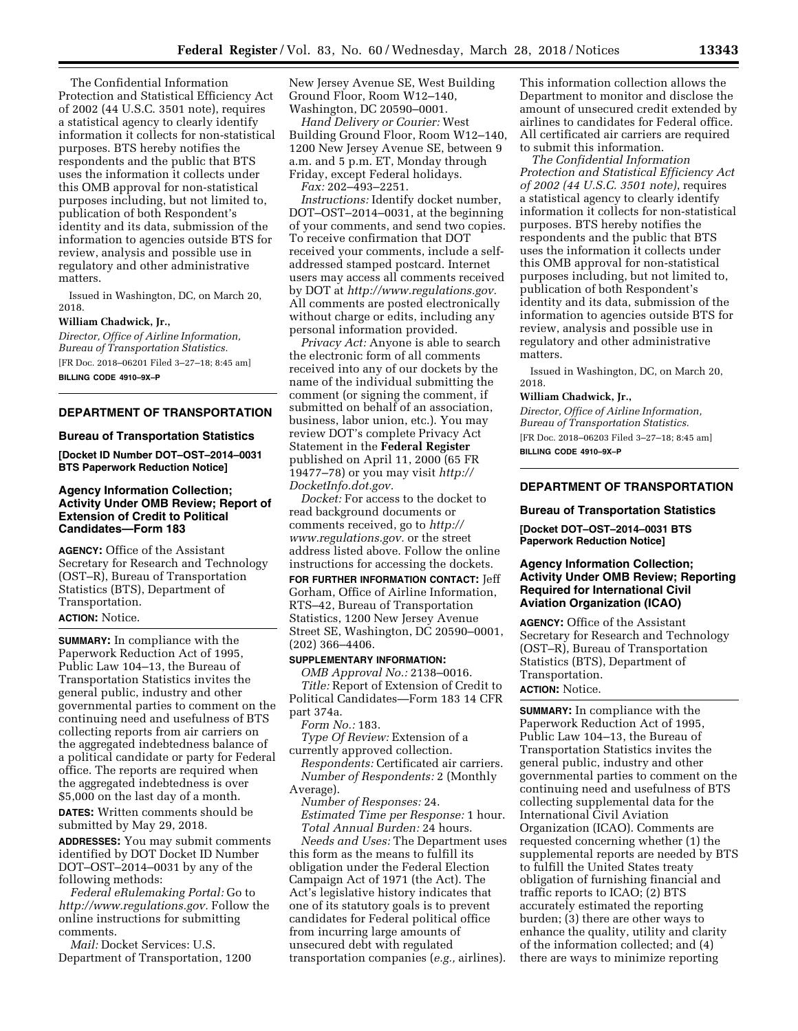The Confidential Information Protection and Statistical Efficiency Act of 2002 (44 U.S.C. 3501 note), requires a statistical agency to clearly identify information it collects for non-statistical purposes. BTS hereby notifies the respondents and the public that BTS uses the information it collects under this OMB approval for non-statistical purposes including, but not limited to, publication of both Respondent's identity and its data, submission of the information to agencies outside BTS for review, analysis and possible use in regulatory and other administrative matters.

Issued in Washington, DC, on March 20, 2018.

**William Chadwick, Jr.,**

*Director, Office of Airline Information, Bureau of Transportation Statistics.*

[FR Doc. 2018–06201 Filed 3–27–18; 8:45 am]

**BILLING CODE 4910–9X–P**

## DEPARTMENT OF TRANSPORTATION

### Bureau of Transportation Statistics

**[Docket ID Number DOT–OST–2014–0031 BTS Paperwork Reduction Notice]**

### Agency Information Collection; Activity Under OMB Review; Report of Extension of Credit to Political Candidates—Form 183

**AGENCY:** Office of the Assistant Secretary for Research and Technology (OST–R), Bureau of Transportation Statistics (BTS), Department of Transportation.

**ACTION:** Notice.

**SUMMARY:** In compliance with the Paperwork Reduction Act of 1995, Public Law 104–13, the Bureau of Transportation Statistics invites the general public, industry and other governmental parties to comment on the continuing need and usefulness of BTS collecting reports from air carriers on the aggregated indebtedness balance of a political candidate or party for Federal office. The reports are required when the aggregated indebtedness is over $5,000 on the last day of a month.

**DATES:** Written comments should be submitted by May 29, 2018.

**ADDRESSES:** You may submit comments identified by DOT Docket ID Number DOT–OST–2014–0031 by any of the following methods:

*Federal eRulemaking Portal:* Go to *http://www.regulations.gov.* Follow the online instructions for submitting comments.

*Mail:* Docket Services: U.S. Department of Transportation, 1200 New Jersey Avenue SE, West Building Ground Floor, Room W12–140, Washington, DC 20590–0001.

*Hand Delivery or Courier:* West Building Ground Floor, Room W12–140, 1200 New Jersey Avenue SE, between 9 a.m. and 5 p.m. ET, Monday through Friday, except Federal holidays.

*Fax:* 202–493–2251.

*Instructions:* Identify docket number, DOT–OST–2014–0031, at the beginning of your comments, and send two copies. To receive confirmation that DOT received your comments, include a self-addressed stamped postcard. Internet users may access all comments received by DOT at *http://www.regulations.gov.* All comments are posted electronically without charge or edits, including any personal information provided.

*Privacy Act:* Anyone is able to search the electronic form of all comments received into any of our dockets by the name of the individual submitting the comment (or signing the comment, if submitted on behalf of an association, business, labor union, etc.). You may review DOT's complete Privacy Act Statement in the **Federal Register** published on April 11, 2000 (65 FR 19477–78) or you may visit *http://DocketInfo.dot.gov.*

*Docket:* For access to the docket to read background documents or comments received, go to *http://www.regulations.gov.* or the street address listed above. Follow the online instructions for accessing the dockets.

**FOR FURTHER INFORMATION CONTACT:** Jeff Gorham, Office of Airline Information, RTS–42, Bureau of Transportation Statistics, 1200 New Jersey Avenue Street SE, Washington, DC 20590–0001, (202) 366–4406.

**SUPPLEMENTARY INFORMATION:**

*OMB Approval No.:* 2138–0016.

*Title:* Report of Extension of Credit to Political Candidates—Form 183 14 CFR part 374a.

*Form No.:* 183.

*Type Of Review:* Extension of a currently approved collection.

*Respondents:* Certificated air carriers.

*Number of Respondents:* 2 (Monthly Average).

*Number of Responses:* 24.

*Estimated Time per Response:* 1 hour.

*Total Annual Burden:* 24 hours.

*Needs and Uses:* The Department uses this form as the means to fulfill its obligation under the Federal Election Campaign Act of 1971 (the Act). The Act's legislative history indicates that one of its statutory goals is to prevent candidates for Federal political office from incurring large amounts of unsecured debt with regulated transportation companies (*e.g.,* airlines). This information collection allows the Department to monitor and disclose the amount of unsecured credit extended by airlines to candidates for Federal office. All certificated air carriers are required to submit this information.

*The Confidential Information Protection and Statistical Efficiency Act of 2002 (44 U.S.C. 3501 note)*, requires a statistical agency to clearly identify information it collects for non-statistical purposes. BTS hereby notifies the respondents and the public that BTS uses the information it collects under this OMB approval for non-statistical purposes including, but not limited to, publication of both Respondent's identity and its data, submission of the information to agencies outside BTS for review, analysis and possible use in regulatory and other administrative matters.

Issued in Washington, DC, on March 20, 2018.

**William Chadwick, Jr.,**

*Director, Office of Airline Information, Bureau of Transportation Statistics.*

[FR Doc. 2018–06203 Filed 3–27–18; 8:45 am]

**BILLING CODE 4910–9X–P**

## DEPARTMENT OF TRANSPORTATION

### Bureau of Transportation Statistics

**[Docket DOT–OST–2014–0031 BTS Paperwork Reduction Notice]**

### Agency Information Collection; Activity Under OMB Review; Reporting Required for International Civil Aviation Organization (ICAO)

**AGENCY:** Office of the Assistant Secretary for Research and Technology (OST–R), Bureau of Transportation Statistics (BTS), Department of Transportation.

**ACTION:** Notice.

**SUMMARY:** In compliance with the Paperwork Reduction Act of 1995, Public Law 104–13, the Bureau of Transportation Statistics invites the general public, industry and other governmental parties to comment on the continuing need and usefulness of BTS collecting supplemental data for the International Civil Aviation Organization (ICAO). Comments are requested concerning whether (1) the supplemental reports are needed by BTS to fulfill the United States treaty obligation of furnishing financial and traffic reports to ICAO; (2) BTS accurately estimated the reporting burden; (3) there are other ways to enhance the quality, utility and clarity of the information collected; and (4) there are ways to minimize reporting